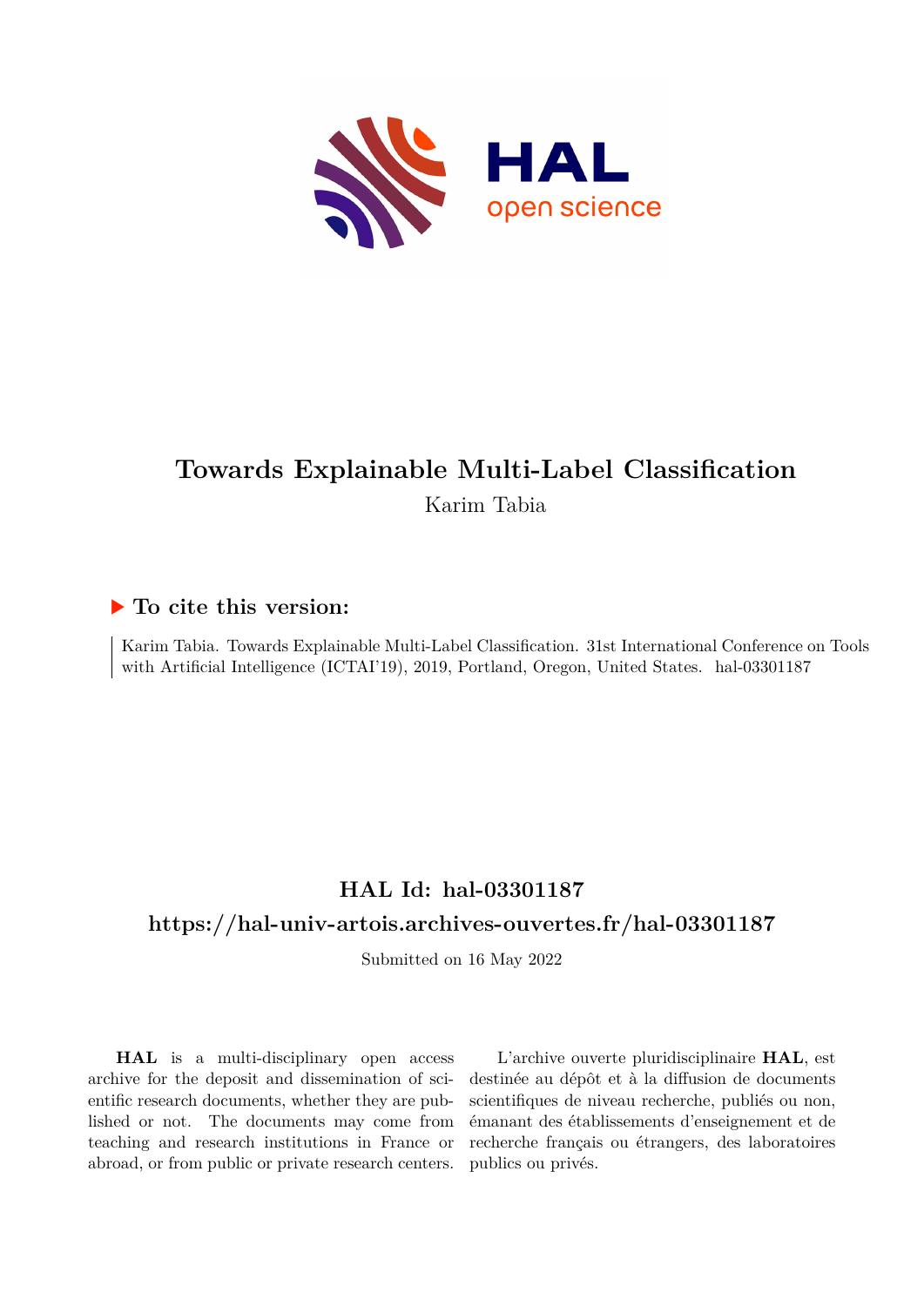# Towards Explainable Multi-Label Classification

Karim Tabia

## ▶ To cite this version:

Karim Tabia. Towards Explainable Multi-Label Classification. 31st International Conference on Tools with Artificial Intelligence (ICTAI'19), 2019, Portland, Oregon, United States. hal-03301187

## HAL Id: hal-03301187

## https://hal-univ-artois.archives-ouvertes.fr/hal-03301187

Submitted on 16 May 2022

**HAL** is a multi-disciplinary open access archive for the deposit and dissemination of scientific research documents, whether they are published or not. The documents may come from teaching and research institutions in France or abroad, or from public or private research centers.

L'archive ouverte pluridisciplinaire **HAL**, est destinée au dépôt et à la diffusion de documents scientifiques de niveau recherche, publiés ou non, émanant des établissements d'enseignement et de recherche français ou étrangers, des laboratoires publics ou privés.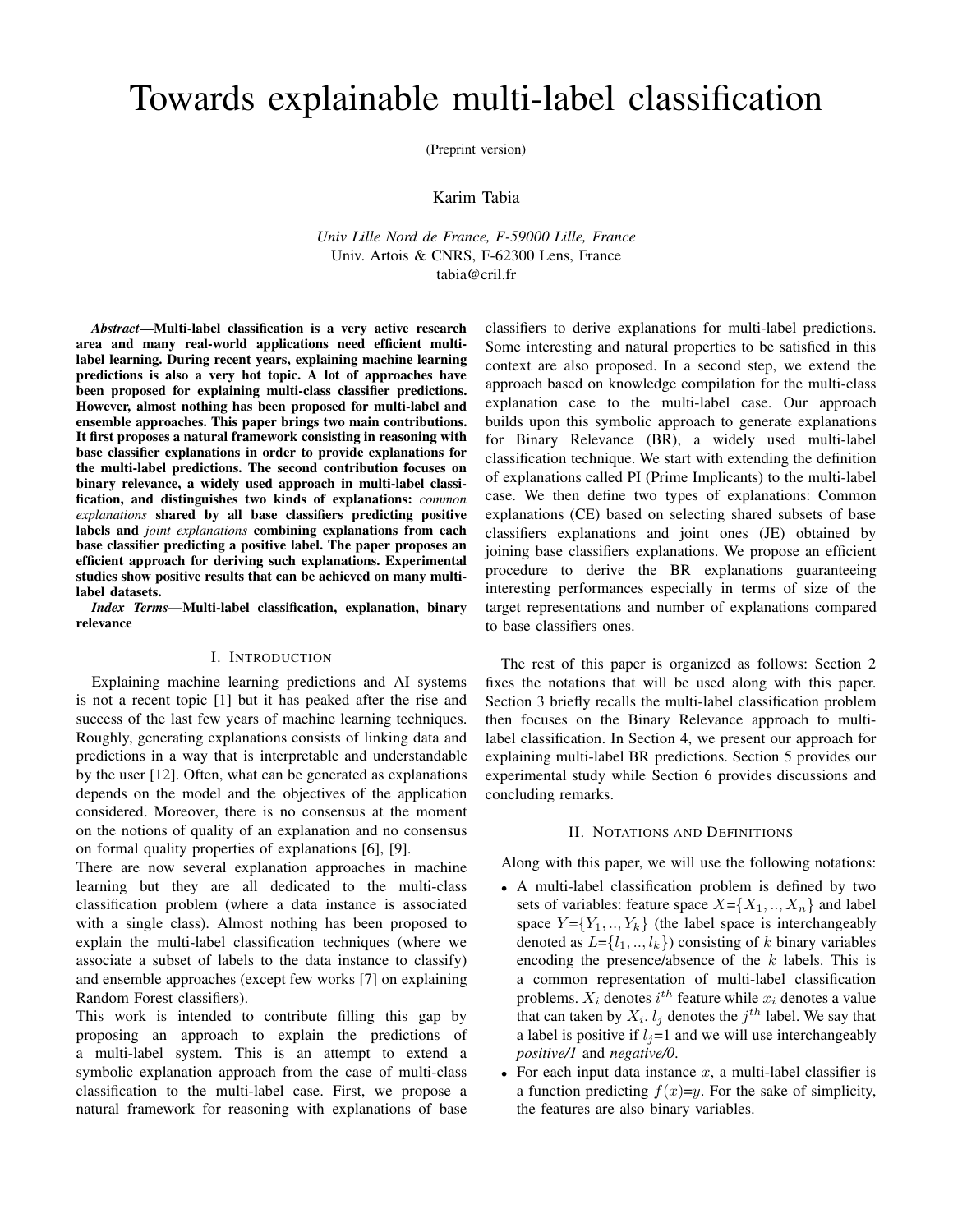# Towards explainable multi-label classification

(Preprint version)

Karim Tabia

*Univ Lille Nord de France, F-59000 Lille, France*
Univ. Artois & CNRS, F-62300 Lens, France
tabia@cril.fr

***Abstract*—Multi-label classification is a very active research area and many real-world applications need efficient multi-label learning. During recent years, explaining machine learning predictions is also a very hot topic. A lot of approaches have been proposed for explaining multi-class classifier predictions. However, almost nothing has been proposed for multi-label and ensemble approaches. This paper brings two main contributions. It first proposes a natural framework consisting in reasoning with base classifier explanations in order to provide explanations for the multi-label predictions. The second contribution focuses on binary relevance, a widely used approach in multi-label classification, and distinguishes two kinds of explanations: *common explanations* shared by all base classifiers predicting positive labels and *joint explanations* combining explanations from each base classifier predicting a positive label. The paper proposes an efficient approach for deriving such explanations. Experimental studies show positive results that can be achieved on many multi-label datasets.**

***Index Terms*—Multi-label classification, explanation, binary relevance**

## I. Introduction

Explaining machine learning predictions and AI systems is not a recent topic [1] but it has peaked after the rise and success of the last few years of machine learning techniques. Roughly, generating explanations consists of linking data and predictions in a way that is interpretable and understandable by the user [12]. Often, what can be generated as explanations depends on the model and the objectives of the application considered. Moreover, there is no consensus at the moment on the notions of quality of an explanation and no consensus on formal quality properties of explanations [6], [9].

There are now several explanation approaches in machine learning but they are all dedicated to the multi-class classification problem (where a data instance is associated with a single class). Almost nothing has been proposed to explain the multi-label classification techniques (where we associate a subset of labels to the data instance to classify) and ensemble approaches (except few works [7] on explaining Random Forest classifiers).

This work is intended to contribute filling this gap by proposing an approach to explain the predictions of a multi-label system. This is an attempt to extend a symbolic explanation approach from the case of multi-class classification to the multi-label case. First, we propose a natural framework for reasoning with explanations of base classifiers to derive explanations for multi-label predictions. Some interesting and natural properties to be satisfied in this context are also proposed. In a second step, we extend the approach based on knowledge compilation for the multi-class explanation case to the multi-label case. Our approach builds upon this symbolic approach to generate explanations for Binary Relevance (BR), a widely used multi-label classification technique. We start with extending the definition of explanations called PI (Prime Implicants) to the multi-label case. We then define two types of explanations: Common explanations (CE) based on selecting shared subsets of base classifiers explanations and joint ones (JE) obtained by joining base classifiers explanations. We propose an efficient procedure to derive the BR explanations guaranteeing interesting performances especially in terms of size of the target representations and number of explanations compared to base classifiers ones.

The rest of this paper is organized as follows: Section 2 fixes the notations that will be used along with this paper. Section 3 briefly recalls the multi-label classification problem then focuses on the Binary Relevance approach to multi-label classification. In Section 4, we present our approach for explaining multi-label BR predictions. Section 5 provides our experimental study while Section 6 provides discussions and concluding remarks.

## II. Notations and Definitions

Along with this paper, we will use the following notations:

- A multi-label classification problem is defined by two sets of variables: feature space $X$=$\{X_1, .., X_n\}$ and label space $Y$=$\{Y_1, .., Y_k\}$ (the label space is interchangeably denoted as $L$=$\{l_1, .., l_k\}$) consisting of $k$ binary variables encoding the presence/absence of the $k$ labels. This is a common representation of multi-label classification problems. $X_i$ denotes $i^{th}$ feature while $x_i$ denotes a value that can taken by $X_i$. $l_j$ denotes the $j^{th}$ label. We say that a label is positive if $l_j$=1 and we will use interchangeably *positive/1* and *negative/0*.
- For each input data instance $x$, a multi-label classifier is a function predicting $f(x)$=$y$. For the sake of simplicity, the features are also binary variables.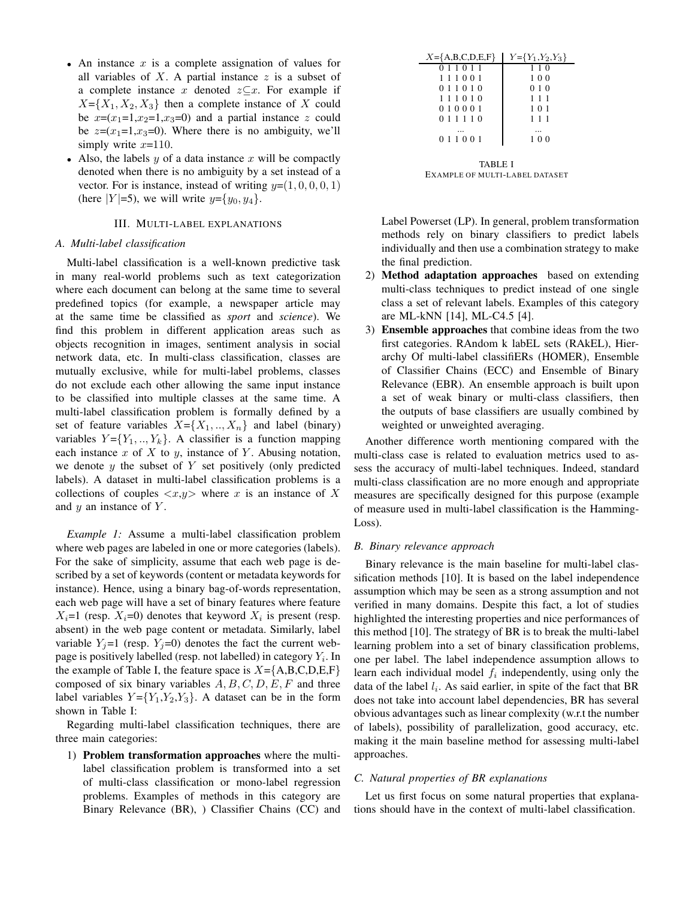- An instance $x$ is a complete assignation of values for all variables of $X$. A partial instance $z$ is a subset of a complete instance $x$ denoted $z \subseteq x$. For example if $X=\{X_1, X_2, X_3\}$ then a complete instance of $X$ could be $x=(x_1=1, x_2=1, x_3=0)$ and a partial instance $z$ could be $z=(x_1=1, x_3=0)$. Where there is no ambiguity, we'll simply write $x=110$.
- Also, the labels $y$ of a data instance $x$ will be compactly denoted when there is no ambiguity by a set instead of a vector. For is instance, instead of writing $y=(1, 0, 0, 0, 1)$ (here $|Y|=5$), we will write $y=\{y_0, y_4\}$.

## III. Multi-label explanations

### A. Multi-label classification

Multi-label classification is a well-known predictive task in many real-world problems such as text categorization where each document can belong at the same time to several predefined topics (for example, a newspaper article may at the same time be classified as *sport* and *science*). We find this problem in different application areas such as objects recognition in images, sentiment analysis in social network data, etc. In multi-class classification, classes are mutually exclusive, while for multi-label problems, classes do not exclude each other allowing the same input instance to be classified into multiple classes at the same time. A multi-label classification problem is formally defined by a set of feature variables $X=\{X_1, .., X_n\}$ and label (binary) variables $Y=\{Y_1, .., Y_k\}$. A classifier is a function mapping each instance $x$ of $X$ to $y$, instance of $Y$. Abusing notation, we denote $y$ the subset of $Y$ set positively (only predicted labels). A dataset in multi-label classification problems is a collections of couples $<x,y>$ where $x$ is an instance of $X$ and $y$ an instance of $Y$.

*Example 1:* Assume a multi-label classification problem where web pages are labeled in one or more categories (labels). For the sake of simplicity, assume that each web page is described by a set of keywords (content or metadata keywords for instance). Hence, using a binary bag-of-words representation, each web page will have a set of binary features where feature $X_i$=1 (resp. $X_i$=0) denotes that keyword $X_i$ is present (resp. absent) in the web page content or metadata. Similarly, label variable $Y_j$=1 (resp. $Y_j$=0) denotes the fact the current web-page is positively labelled (resp. not labelled) in category $Y_i$. In the example of Table I, the feature space is $X$={A,B,C,D,E,F} composed of six binary variables $A, B, C, D, E, F$ and three label variables $Y=\{Y_1, Y_2, Y_3\}$. A dataset can be in the form shown in Table I:

| $X$={A,B,C,D,E,F} | $Y=\{Y_1,Y_2,Y_3\}$ |
|---|---|
| 0 1 1 0 1 1 | 1 1 0 |
| 1 1 1 0 0 1 | 1 0 0 |
| 0 1 1 0 1 0 | 0 1 0 |
| 1 1 1 0 1 0 | 1 1 1 |
| 0 1 0 0 0 1 | 1 0 1 |
| 0 1 1 1 1 0 | 1 1 1 |
| ... | ... |
| 0 1 1 0 0 1 | 1 0 0 |

TABLE I
Example of multi-label dataset

Regarding multi-label classification techniques, there are three main categories:

1) **Problem transformation approaches** where the multi-label classification problem is transformed into a set of multi-class classification or mono-label regression problems. Examples of methods in this category are Binary Relevance (BR), ) Classifier Chains (CC) and Label Powerset (LP). In general, problem transformation methods rely on binary classifiers to predict labels individually and then use a combination strategy to make the final prediction.
2) **Method adaptation approaches** based on extending multi-class techniques to predict instead of one single class a set of relevant labels. Examples of this category are ML-kNN [14], ML-C4.5 [4].
3) **Ensemble approaches** that combine ideas from the two first categories. RAndom k labEL sets (RAkEL), Hierarchy Of multi-label classifiERs (HOMER), Ensemble of Classifier Chains (ECC) and Ensemble of Binary Relevance (EBR). An ensemble approach is built upon a set of weak binary or multi-class classifiers, then the outputs of base classifiers are usually combined by weighted or unweighted averaging.

Another difference worth mentioning compared with the multi-class case is related to evaluation metrics used to assess the accuracy of multi-label techniques. Indeed, standard multi-class classification are no more enough and appropriate measures are specifically designed for this purpose (example of measure used in multi-label classification is the Hamming-Loss).

### B. Binary relevance approach

Binary relevance is the main baseline for multi-label classification methods [10]. It is based on the label independence assumption which may be seen as a strong assumption and not verified in many domains. Despite this fact, a lot of studies highlighted the interesting properties and nice performances of this method [10]. The strategy of BR is to break the multi-label learning problem into a set of binary classification problems, one per label. The label independence assumption allows to learn each individual model $f_i$ independently, using only the data of the label $l_i$. As said earlier, in spite of the fact that BR does not take into account label dependencies, BR has several obvious advantages such as linear complexity (w.r.t the number of labels), possibility of parallelization, good accuracy, etc. making it the main baseline method for assessing multi-label approaches.

### C. Natural properties of BR explanations

Let us first focus on some natural properties that explanations should have in the context of multi-label classification.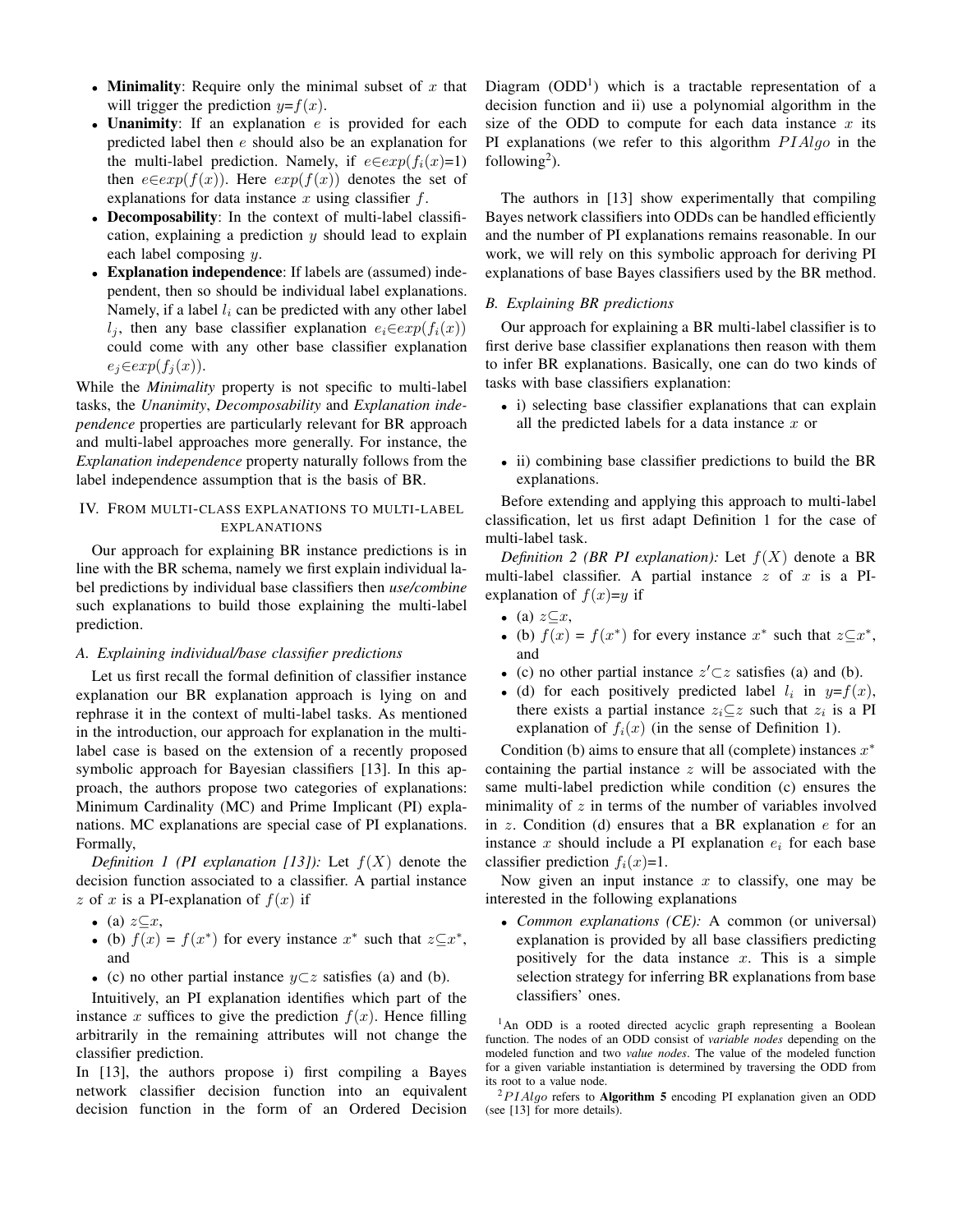- **Minimality**: Require only the minimal subset of $x$ that will trigger the prediction $y$=$f(x)$.
- **Unanimity**: If an explanation $e$ is provided for each predicted label then $e$ should also be an explanation for the multi-label prediction. Namely, if $e \in exp(f_i(x)$=1) then $e \in exp(f(x))$. Here $exp(f(x))$ denotes the set of explanations for data instance $x$ using classifier $f$.
- **Decomposability**: In the context of multi-label classification, explaining a prediction $y$ should lead to explain each label composing $y$.
- **Explanation independence**: If labels are (assumed) independent, then so should be individual label explanations. Namely, if a label $l_i$ can be predicted with any other label $l_j$, then any base classifier explanation $e_i \in exp(f_i(x))$ could come with any other base classifier explanation $e_j \in exp(f_j(x))$.

While the *Minimality* property is not specific to multi-label tasks, the *Unanimity*, *Decomposability* and *Explanation independence* properties are particularly relevant for BR approach and multi-label approaches more generally. For instance, the *Explanation independence* property naturally follows from the label independence assumption that is the basis of BR.

## IV. From multi-class explanations to multi-label explanations

Our approach for explaining BR instance predictions is in line with the BR schema, namely we first explain individual label predictions by individual base classifiers then *use/combine* such explanations to build those explaining the multi-label prediction.

### A. Explaining individual/base classifier predictions

Let us first recall the formal definition of classifier instance explanation our BR explanation approach is lying on and rephrase it in the context of multi-label tasks. As mentioned in the introduction, our approach for explanation in the multi-label case is based on the extension of a recently proposed symbolic approach for Bayesian classifiers [13]. In this approach, the authors propose two categories of explanations: Minimum Cardinality (MC) and Prime Implicant (PI) explanations. MC explanations are special case of PI explanations. Formally,

*Definition 1 (PI explanation [13]):* Let $f(X)$ denote the decision function associated to a classifier. A partial instance $z$ of $x$ is a PI-explanation of $f(x)$ if

- (a) $z \subseteq x$,
- (b) $f(x)$ = $f(x^*)$ for every instance $x^*$ such that $z \subseteq x^*$, and
- (c) no other partial instance $y \subset z$ satisfies (a) and (b).

Intuitively, an PI explanation identifies which part of the instance $x$ suffices to give the prediction $f(x)$. Hence filling arbitrarily in the remaining attributes will not change the classifier prediction.

In [13], the authors propose i) first compiling a Bayes network classifier decision function into an equivalent decision function in the form of an Ordered Decision Diagram (ODD[1]) which is a tractable representation of a decision function and ii) use a polynomial algorithm in the size of the ODD to compute for each data instance $x$ its PI explanations (we refer to this algorithm $PIAlgo$ in the following[2]).

The authors in [13] show experimentally that compiling Bayes network classifiers into ODDs can be handled efficiently and the number of PI explanations remains reasonable. In our work, we will rely on this symbolic approach for deriving PI explanations of base Bayes classifiers used by the BR method.

### B. Explaining BR predictions

Our approach for explaining a BR multi-label classifier is to first derive base classifier explanations then reason with them to infer BR explanations. Basically, one can do two kinds of tasks with base classifiers explanation:

- i) selecting base classifier explanations that can explain all the predicted labels for a data instance $x$ or
- ii) combining base classifier predictions to build the BR explanations.

Before extending and applying this approach to multi-label classification, let us first adapt Definition 1 for the case of multi-label task.

*Definition 2 (BR PI explanation):* Let $f(X)$ denote a BR multi-label classifier. A partial instance $z$ of $x$ is a PI-explanation of $f(x)$=$y$ if

- (a) $z \subseteq x$,
- (b) $f(x)$ = $f(x^*)$ for every instance $x^*$ such that $z \subseteq x^*$, and
- (c) no other partial instance $z' \subset z$ satisfies (a) and (b).
- (d) for each positively predicted label $l_i$ in $y$=$f(x)$, there exists a partial instance $z_i \subseteq z$ such that $z_i$ is a PI explanation of $f_i(x)$ (in the sense of Definition 1).

Condition (b) aims to ensure that all (complete) instances $x^*$ containing the partial instance $z$ will be associated with the same multi-label prediction while condition (c) ensures the minimality of $z$ in terms of the number of variables involved in $z$. Condition (d) ensures that a BR explanation $e$ for an instance $x$ should include a PI explanation $e_i$ for each base classifier prediction $f_i(x)$=1.

Now given an input instance $x$ to classify, one may be interested in the following explanations

- *Common explanations (CE):* A common (or universal) explanation is provided by all base classifiers predicting positively for the data instance $x$. This is a simple selection strategy for inferring BR explanations from base classifiers' ones.

[1] An ODD is a rooted directed acyclic graph representing a Boolean function. The nodes of an ODD consist of *variable nodes* depending on the modeled function and two *value nodes*. The value of the modeled function for a given variable instantiation is determined by traversing the ODD from its root to a value node.

[2] $PIAlgo$ refers to **Algorithm 5** encoding PI explanation given an ODD (see [13] for more details).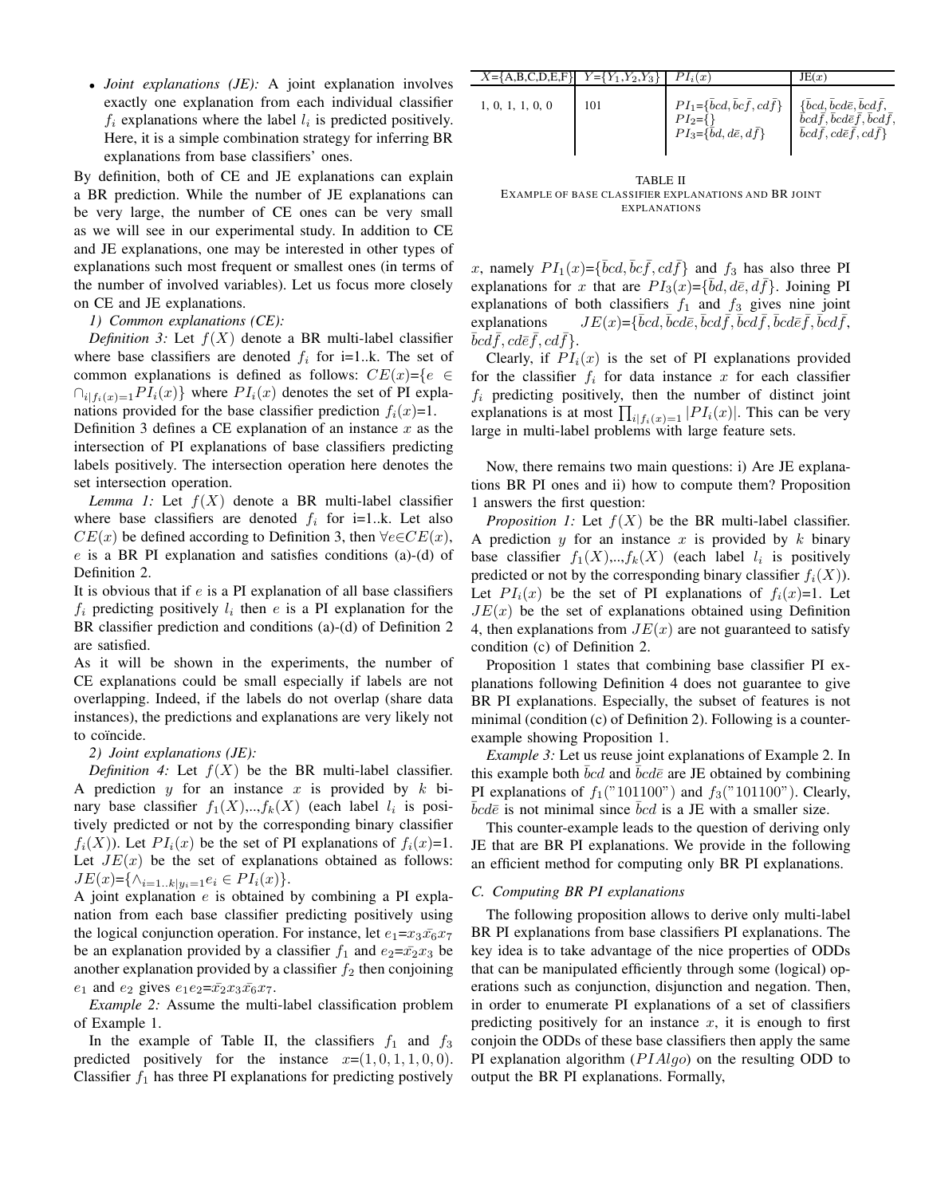- *Joint explanations (JE):* A joint explanation involves exactly one explanation from each individual classifier $f_i$ explanations where the label $l_i$ is predicted positively. Here, it is a simple combination strategy for inferring BR explanations from base classifiers' ones.

By definition, both of CE and JE explanations can explain a BR prediction. While the number of JE explanations can be very large, the number of CE ones can be very small as we will see in our experimental study. In addition to CE and JE explanations, one may be interested in other types of explanations such most frequent or smallest ones (in terms of the number of involved variables). Let us focus more closely on CE and JE explanations.

*1) Common explanations (CE):*

*Definition 3:* Let $f(X)$ denote a BR multi-label classifier where base classifiers are denoted $f_i$ for i=1..k. The set of common explanations is defined as follows: $CE(x)$=$\{e \in \cap_{i|f_i(x)=1} PI_i(x)\}$ where $PI_i(x)$ denotes the set of PI explanations provided for the base classifier prediction $f_i(x)$=1.

Definition 3 defines a CE explanation of an instance $x$ as the intersection of PI explanations of base classifiers predicting labels positively. The intersection operation here denotes the set intersection operation.

*Lemma 1:* Let $f(X)$ denote a BR multi-label classifier where base classifiers are denoted $f_i$ for i=1..k. Let also $CE(x)$ be defined according to Definition 3, then $\forall e \in CE(x)$, $e$ is a BR PI explanation and satisfies conditions (a)-(d) of Definition 2.

It is obvious that if $e$ is a PI explanation of all base classifiers $f_i$ predicting positively $l_i$ then $e$ is a PI explanation for the BR classifier prediction and conditions (a)-(d) of Definition 2 are satisfied.

As it will be shown in the experiments, the number of CE explanations could be small especially if labels are not overlapping. Indeed, if the labels do not overlap (share data instances), the predictions and explanations are very likely not to coïncide.

*2) Joint explanations (JE):*

*Definition 4:* Let $f(X)$ be the BR multi-label classifier. A prediction $y$ for an instance $x$ is provided by $k$ binary base classifier $f_1(X)$,..,$f_k(X)$ (each label $l_i$ is positively predicted or not by the corresponding binary classifier $f_i(X)$). Let $PI_i(x)$ be the set of PI explanations of $f_i(x)$=1. Let $JE(x)$ be the set of explanations obtained as follows: $JE(x)$=$\{\wedge_{i=1..k|y_i=1} e_i \in PI_i(x)\}$.

A joint explanation $e$ is obtained by combining a PI explanation from each base classifier predicting positively using the logical conjunction operation. For instance, let $e_1$=$x_3\bar{x_6}x_7$ be an explanation provided by a classifier $f_1$ and $e_2$=$\bar{x_2}x_3$ be another explanation provided by a classifier $f_2$ then conjoining $e_1$ and $e_2$ gives $e_1e_2$=$\bar{x_2}x_3\bar{x_6}x_7$.

*Example 2:* Assume the multi-label classification problem of Example 1.

| $X$={A,B,C,D,E,F} | $Y$={$Y_1$,$Y_2$,$Y_3$} | $PI_i(x)$ | JE($x$) |
|---|---|---|---|
| 1, 0, 1, 1, 0, 0 | 101 | $PI_1$=$\{\bar{b}cd, \bar{b}c\bar{f}, cd\bar{f}\}$ $PI_2$=$\{\}$ $PI_3$=$\{\bar{b}d, d\bar{e}, d\bar{f}\}$ | $\{\bar{b}cd, \bar{b}cd\bar{e}, \bar{b}cd\bar{f}, \bar{b}cd\bar{f}, \bar{b}cd\bar{e}\bar{f}, \bar{b}cd\bar{f}, \bar{b}cd\bar{f}, cd\bar{e}\bar{f}, cd\bar{f}\}$ |

TABLE II
EXAMPLE OF BASE CLASSIFIER EXPLANATIONS AND BR JOINT EXPLANATIONS

In the example of Table II, the classifiers $f_1$ and $f_3$ predicted positively for the instance $x$=$(1,0,1,1,0,0)$. Classifier $f_1$ has three PI explanations for predicting postively $x$, namely $PI_1(x)$=$\{\bar{b}cd, \bar{b}c\bar{f}, cd\bar{f}\}$ and $f_3$ has also three PI explanations for $x$ that are $PI_3(x)$=$\{\bar{b}d, d\bar{e}, d\bar{f}\}$. Joining PI explanations of both classifiers $f_1$ and $f_3$ gives nine joint explanations $JE(x)$=$\{\bar{b}cd, \bar{b}cd\bar{e}, \bar{b}cd\bar{f}, \bar{b}cd\bar{f}, \bar{b}cd\bar{e}\bar{f}, \bar{b}cd\bar{f}, \bar{b}cd\bar{f}, cd\bar{e}\bar{f}, cd\bar{f}\}$.

Clearly, if $PI_i(x)$ is the set of PI explanations provided for the classifier $f_i$ for data instance $x$ for each classifier $f_i$ predicting positively, then the number of distinct joint explanations is at most $\prod_{i|f_i(x)=1} |PI_i(x)|$. This can be very large in multi-label problems with large feature sets.

Now, there remains two main questions: i) Are JE explanations BR PI ones and ii) how to compute them? Proposition 1 answers the first question:

*Proposition 1:* Let $f(X)$ be the BR multi-label classifier. A prediction $y$ for an instance $x$ is provided by $k$ binary base classifier $f_1(X)$,..,$f_k(X)$ (each label $l_i$ is positively predicted or not by the corresponding binary classifier $f_i(X)$). Let $PI_i(x)$ be the set of PI explanations of $f_i(x)$=1. Let $JE(x)$ be the set of explanations obtained using Definition 4, then explanations from $JE(x)$ are not guaranteed to satisfy condition (c) of Definition 2.

Proposition 1 states that combining base classifier PI explanations following Definition 4 does not guarantee to give BR PI explanations. Especially, the subset of features is not minimal (condition (c) of Definition 2). Following is a counter-example showing Proposition 1.

*Example 3:* Let us reuse joint explanations of Example 2. In this example both $\bar{b}cd$ and $\bar{b}cd\bar{e}$ are JE obtained by combining PI explanations of $f_1$("101100") and $f_3$("101100"). Clearly, $\bar{b}cd\bar{e}$ is not minimal since $\bar{b}cd$ is a JE with a smaller size.

This counter-example leads to the question of deriving only JE that are BR PI explanations. We provide in the following an efficient method for computing only BR PI explanations.

### C. Computing BR PI explanations

The following proposition allows to derive only multi-label BR PI explanations from base classifiers PI explanations. The key idea is to take advantage of the nice properties of ODDs that can be manipulated efficiently through some (logical) operations such as conjunction, disjunction and negation. Then, in order to enumerate PI explanations of a set of classifiers predicting positively for an instance $x$, it is enough to first conjoin the ODDs of these base classifiers then apply the same PI explanation algorithm ($PIAlgo$) on the resulting ODD to output the BR PI explanations. Formally,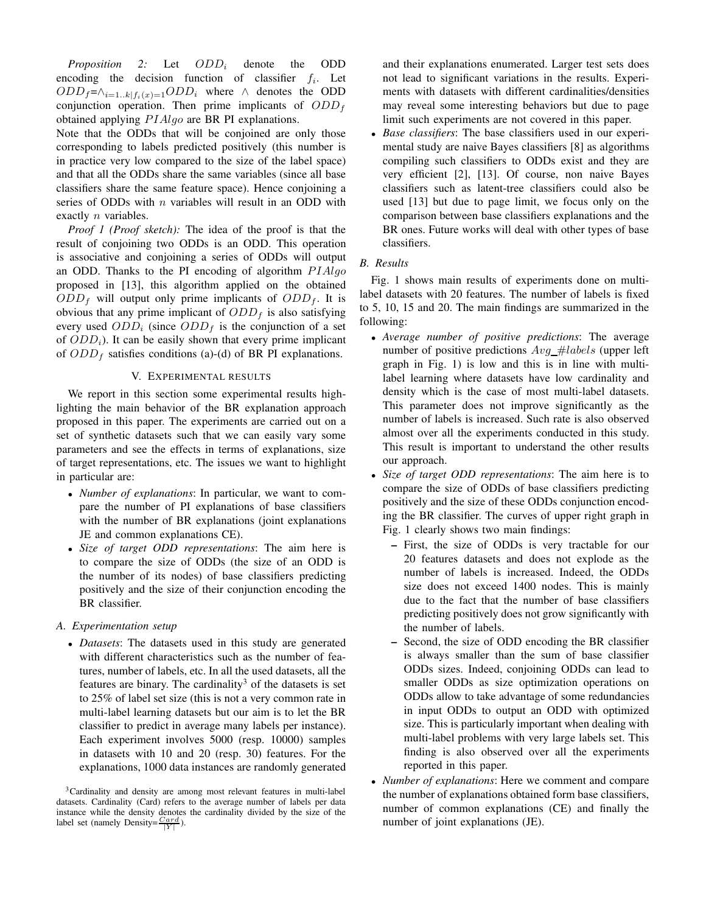*Proposition 2:* Let $ODD_i$ denote the ODD encoding the decision function of classifier $f_i$. Let $ODD_f = \wedge_{i=1..k|f_i(x)=1} ODD_i$ where $\wedge$ denotes the ODD conjunction operation. Then prime implicants of $ODD_f$ obtained applying $PIAlgo$ are BR PI explanations.

Note that the ODDs that will be conjoined are only those corresponding to labels predicted positively (this number is in practice very low compared to the size of the label space) and that all the ODDs share the same variables (since all base classifiers share the same feature space). Hence conjoining a series of ODDs with $n$ variables will result in an ODD with exactly $n$ variables.

*Proof 1 (Proof sketch):* The idea of the proof is that the result of conjoining two ODDs is an ODD. This operation is associative and conjoining a series of ODDs will output an ODD. Thanks to the PI encoding of algorithm $PIAlgo$ proposed in [13], this algorithm applied on the obtained $ODD_f$ will output only prime implicants of $ODD_f$. It is obvious that any prime implicant of $ODD_f$ is also satisfying every used $ODD_i$ (since $ODD_f$ is the conjunction of a set of $ODD_i$). It can be easily shown that every prime implicant of $ODD_f$ satisfies conditions (a)-(d) of BR PI explanations.

## V. Experimental results

We report in this section some experimental results highlighting the main behavior of the BR explanation approach proposed in this paper. The experiments are carried out on a set of synthetic datasets such that we can easily vary some parameters and see the effects in terms of explanations, size of target representations, etc. The issues we want to highlight in particular are:

- *Number of explanations*: In particular, we want to compare the number of PI explanations of base classifiers with the number of BR explanations (joint explanations JE and common explanations CE).
- *Size of target ODD representations*: The aim here is to compare the size of ODDs (the size of an ODD is the number of its nodes) of base classifiers predicting positively and the size of their conjunction encoding the BR classifier.

### A. Experimentation setup

- *Datasets*: The datasets used in this study are generated with different characteristics such as the number of features, number of labels, etc. In all the used datasets, all the features are binary. The cardinality[3] of the datasets is set to 25% of label set size (this is not a very common rate in multi-label learning datasets but our aim is to let the BR classifier to predict in average many labels per instance). Each experiment involves 5000 (resp. 10000) samples in datasets with 10 and 20 (resp. 30) features. For the explanations, 1000 data instances are randomly generated and their explanations enumerated. Larger test sets does not lead to significant variations in the results. Experiments with datasets with different cardinalities/densities may reveal some interesting behaviors but due to page limit such experiments are not covered in this paper.
- *Base classifiers*: The base classifiers used in our experimental study are naive Bayes classifiers [8] as algorithms compiling such classifiers to ODDs exist and they are very efficient [2], [13]. Of course, non naive Bayes classifiers such as latent-tree classifiers could also be used [13] but due to page limit, we focus only on the comparison between base classifiers explanations and the BR ones. Future works will deal with other types of base classifiers.

### B. Results

Fig. 1 shows main results of experiments done on multi-label datasets with 20 features. The number of labels is fixed to 5, 10, 15 and 20. The main findings are summarized in the following:

- *Average number of positive predictions*: The average number of positive predictions $Avg\_\#labels$ (upper left graph in Fig. 1) is low and this is in line with multi-label learning where datasets have low cardinality and density which is the case of most multi-label datasets. This parameter does not improve significantly as the number of labels is increased. Such rate is also observed almost over all the experiments conducted in this study. This result is important to understand the other results our approach.
- *Size of target ODD representations*: The aim here is to compare the size of ODDs of base classifiers predicting positively and the size of these ODDs conjunction encoding the BR classifier. The curves of upper right graph in Fig. 1 clearly shows two main findings:
  - First, the size of ODDs is very tractable for our 20 features datasets and does not explode as the number of labels is increased. Indeed, the ODDs size does not exceed 1400 nodes. This is mainly due to the fact that the number of base classifiers predicting positively does not grow significantly with the number of labels.
  - Second, the size of ODD encoding the BR classifier is always smaller than the sum of base classifier ODDs sizes. Indeed, conjoining ODDs can lead to smaller ODDs as size optimization operations on ODDs allow to take advantage of some redundancies in input ODDs to output an ODD with optimized size. This is particularly important when dealing with multi-label problems with very large labels set. This finding is also observed over all the experiments reported in this paper.
- *Number of explanations*: Here we comment and compare the number of explanations obtained form base classifiers, number of common explanations (CE) and finally the number of joint explanations (JE).

[3] Cardinality and density are among most relevant features in multi-label datasets. Cardinality (Card) refers to the average number of labels per data instance while the density denotes the cardinality divided by the size of the label set (namely Density=$\frac{Card}{|Y|}$).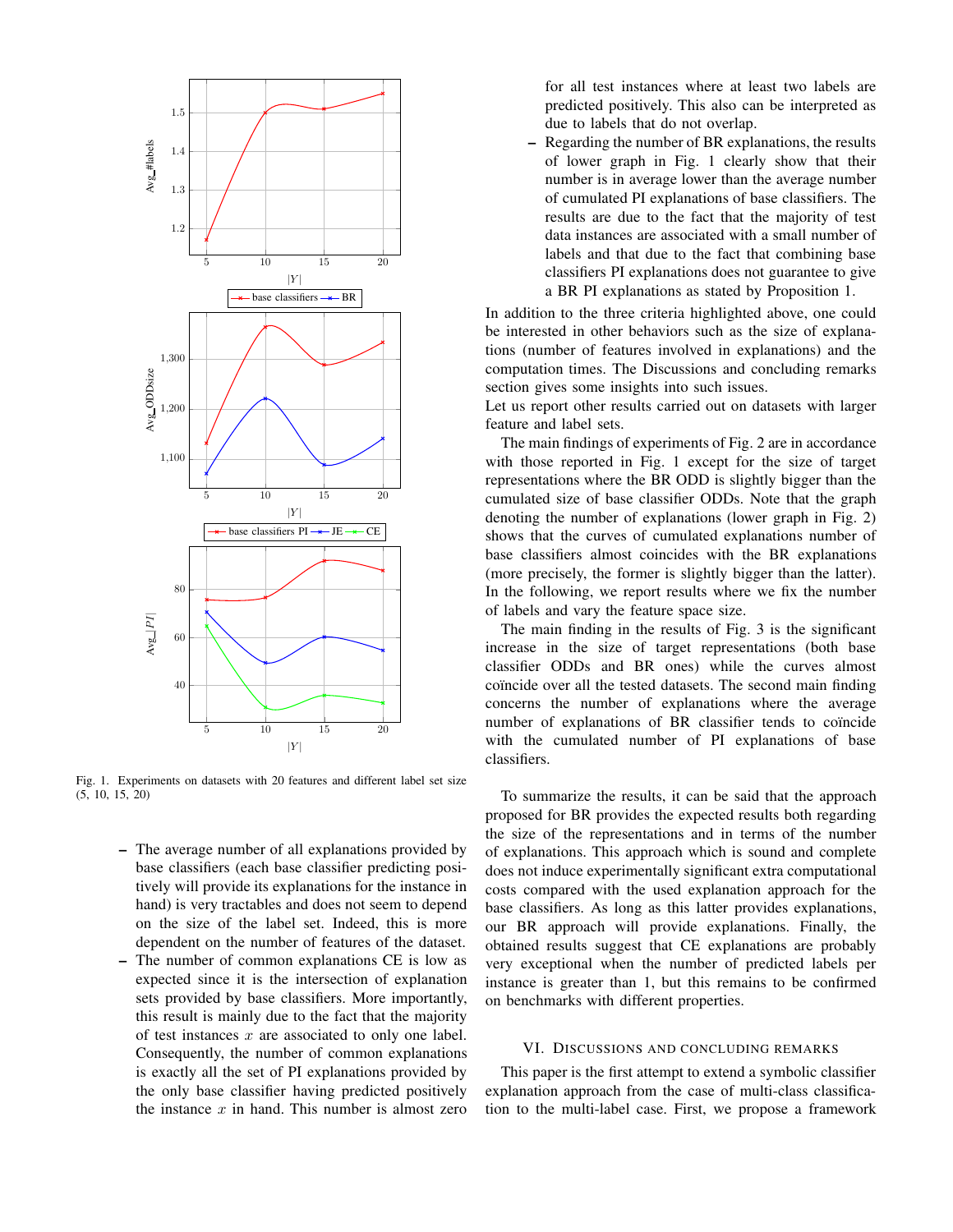Fig. 1. Experiments on datasets with 20 features and different label set size (5, 10, 15, 20)

- The average number of all explanations provided by base classifiers (each base classifier predicting positively will provide its explanations for the instance in hand) is very tractables and does not seem to depend on the size of the label set. Indeed, this is more dependent on the number of features of the dataset.
- The number of common explanations CE is low as expected since it is the intersection of explanation sets provided by base classifiers. More importantly, this result is mainly due to the fact that the majority of test instances $x$ are associated to only one label. Consequently, the number of common explanations is exactly all the set of PI explanations provided by the only base classifier having predicted positively the instance $x$ in hand. This number is almost zero for all test instances where at least two labels are predicted positively. This also can be interpreted as due to labels that do not overlap.
- Regarding the number of BR explanations, the results of lower graph in Fig. 1 clearly show that their number is in average lower than the average number of cumulated PI explanations of base classifiers. The results are due to the fact that the majority of test data instances are associated with a small number of labels and that due to the fact that combining base classifiers PI explanations does not guarantee to give a BR PI explanations as stated by Proposition 1.

In addition to the three criteria highlighted above, one could be interested in other behaviors such as the size of explanations (number of features involved in explanations) and the computation times. The Discussions and concluding remarks section gives some insights into such issues.

Let us report other results carried out on datasets with larger feature and label sets.

The main findings of experiments of Fig. 2 are in accordance with those reported in Fig. 1 except for the size of target representations where the BR ODD is slightly bigger than the cumulated size of base classifier ODDs. Note that the graph denoting the number of explanations (lower graph in Fig. 2) shows that the curves of cumulated explanations number of base classifiers almost coincides with the BR explanations (more precisely, the former is slightly bigger than the latter). In the following, we report results where we fix the number of labels and vary the feature space size.

The main finding in the results of Fig. 3 is the significant increase in the size of target representations (both base classifier ODDs and BR ones) while the curves almost coïncide over all the tested datasets. The second main finding concerns the number of explanations where the average number of explanations of BR classifier tends to coïncide with the cumulated number of PI explanations of base classifiers.

To summarize the results, it can be said that the approach proposed for BR provides the expected results both regarding the size of the representations and in terms of the number of explanations. This approach which is sound and complete does not induce experimentally significant extra computational costs compared with the used explanation approach for the base classifiers. As long as this latter provides explanations, our BR approach will provide explanations. Finally, the obtained results suggest that CE explanations are probably very exceptional when the number of predicted labels per instance is greater than 1, but this remains to be confirmed on benchmarks with different properties.

## VI. Discussions and Concluding Remarks

This paper is the first attempt to extend a symbolic classifier explanation approach from the case of multi-class classification to the multi-label case. First, we propose a framework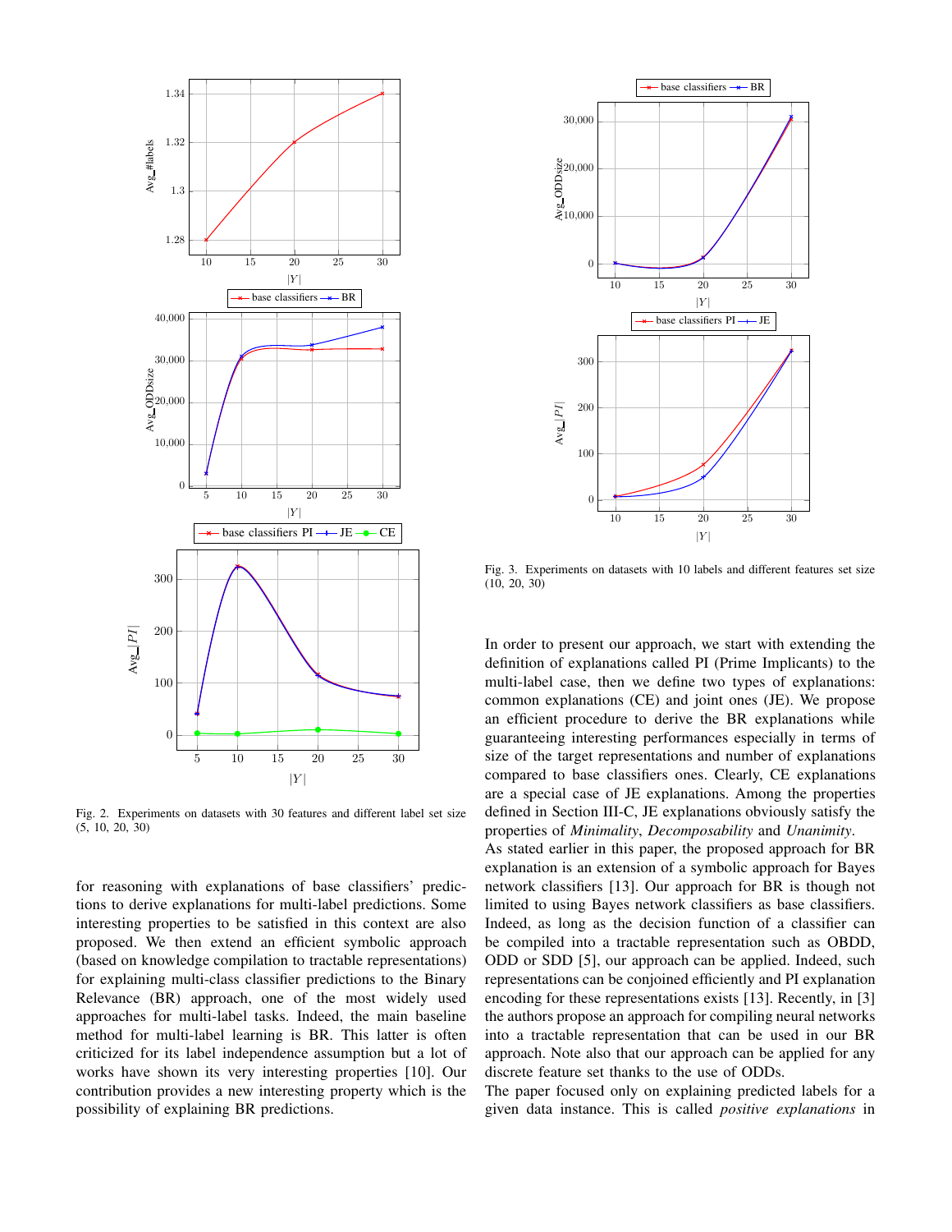Fig. 2. Experiments on datasets with 30 features and different label set size (5, 10, 20, 30)

for reasoning with explanations of base classifiers' predictions to derive explanations for multi-label predictions. Some interesting properties to be satisfied in this context are also proposed. We then extend an efficient symbolic approach (based on knowledge compilation to tractable representations) for explaining multi-class classifier predictions to the Binary Relevance (BR) approach, one of the most widely used approaches for multi-label tasks. Indeed, the main baseline method for multi-label learning is BR. This latter is often criticized for its label independence assumption but a lot of works have shown its very interesting properties [10]. Our contribution provides a new interesting property which is the possibility of explaining BR predictions.

Fig. 3. Experiments on datasets with 10 labels and different features set size (10, 20, 30)

In order to present our approach, we start with extending the definition of explanations called PI (Prime Implicants) to the multi-label case, then we define two types of explanations: common explanations (CE) and joint ones (JE). We propose an efficient procedure to derive the BR explanations while guaranteeing interesting performances especially in terms of size of the target representations and number of explanations compared to base classifiers ones. Clearly, CE explanations are a special case of JE explanations. Among the properties defined in Section III-C, JE explanations obviously satisfy the properties of *Minimality*, *Decomposability* and *Unanimity*.

As stated earlier in this paper, the proposed approach for BR explanation is an extension of a symbolic approach for Bayes network classifiers [13]. Our approach for BR is though not limited to using Bayes network classifiers as base classifiers. Indeed, as long as the decision function of a classifier can be compiled into a tractable representation such as OBDD, ODD or SDD [5], our approach can be applied. Indeed, such representations can be conjoined efficiently and PI explanation encoding for these representations exists [13]. Recently, in [3] the authors propose an approach for compiling neural networks into a tractable representation that can be used in our BR approach. Note also that our approach can be applied for any discrete feature set thanks to the use of ODDs.

The paper focused only on explaining predicted labels for a given data instance. This is called *positive explanations* in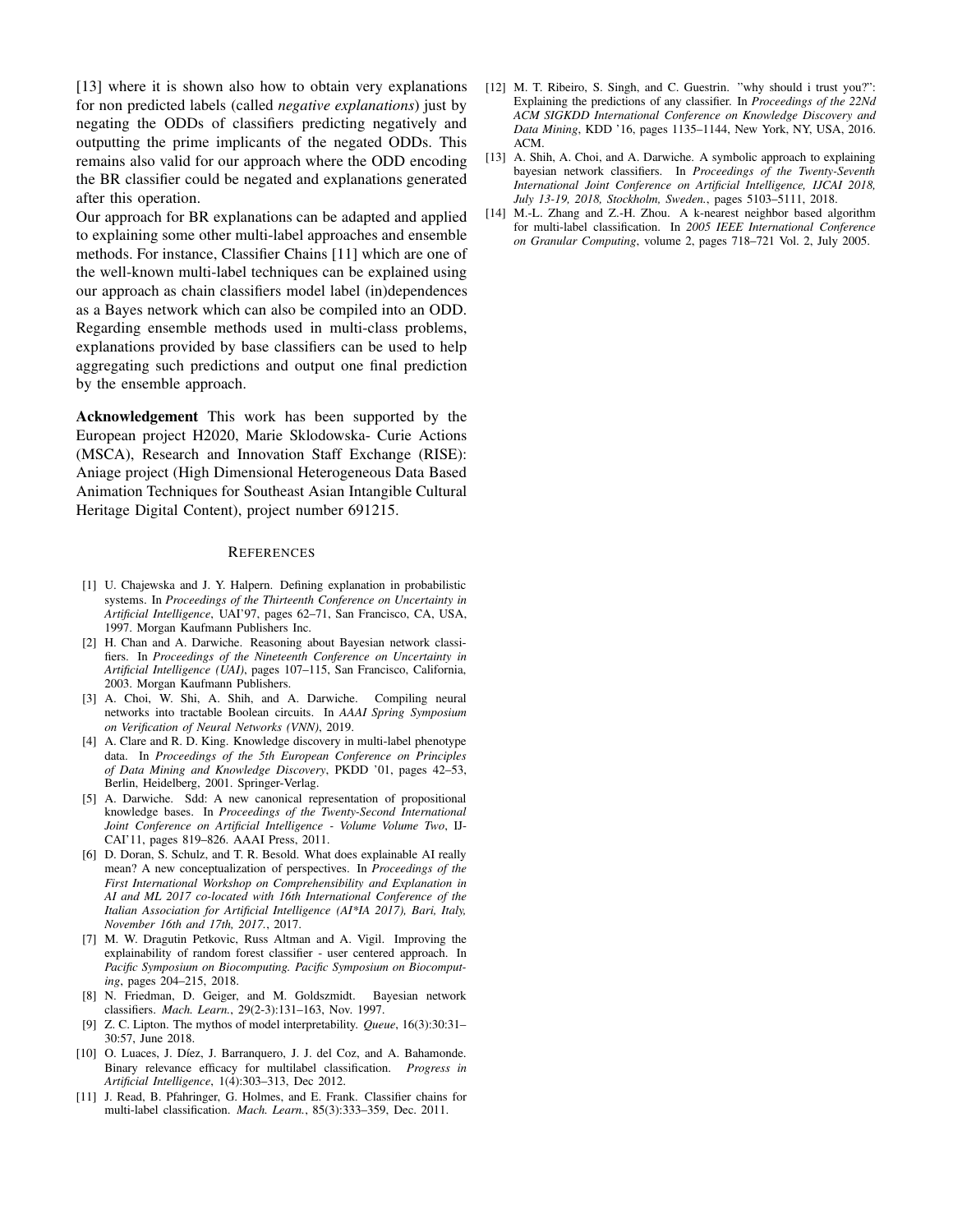[13] where it is shown also how to obtain very explanations for non predicted labels (called *negative explanations*) just by negating the ODDs of classifiers predicting negatively and outputting the prime implicants of the negated ODDs. This remains also valid for our approach where the ODD encoding the BR classifier could be negated and explanations generated after this operation.

Our approach for BR explanations can be adapted and applied to explaining some other multi-label approaches and ensemble methods. For instance, Classifier Chains [11] which are one of the well-known multi-label techniques can be explained using our approach as chain classifiers model label (in)dependences as a Bayes network which can also be compiled into an ODD. Regarding ensemble methods used in multi-class problems, explanations provided by base classifiers can be used to help aggregating such predictions and output one final prediction by the ensemble approach.

**Acknowledgement** This work has been supported by the European project H2020, Marie Sklodowska- Curie Actions (MSCA), Research and Innovation Staff Exchange (RISE): Aniage project (High Dimensional Heterogeneous Data Based Animation Techniques for Southeast Asian Intangible Cultural Heritage Digital Content), project number 691215.

## References

[1] U. Chajewska and J. Y. Halpern. Defining explanation in probabilistic systems. In *Proceedings of the Thirteenth Conference on Uncertainty in Artificial Intelligence*, UAI'97, pages 62–71, San Francisco, CA, USA, 1997. Morgan Kaufmann Publishers Inc.

[2] H. Chan and A. Darwiche. Reasoning about Bayesian network classifiers. In *Proceedings of the Nineteenth Conference on Uncertainty in Artificial Intelligence (UAI)*, pages 107–115, San Francisco, California, 2003. Morgan Kaufmann Publishers.

[3] A. Choi, W. Shi, A. Shih, and A. Darwiche. Compiling neural networks into tractable Boolean circuits. In *AAAI Spring Symposium on Verification of Neural Networks (VNN)*, 2019.

[4] A. Clare and R. D. King. Knowledge discovery in multi-label phenotype data. In *Proceedings of the 5th European Conference on Principles of Data Mining and Knowledge Discovery*, PKDD '01, pages 42–53, Berlin, Heidelberg, 2001. Springer-Verlag.

[5] A. Darwiche. Sdd: A new canonical representation of propositional knowledge bases. In *Proceedings of the Twenty-Second International Joint Conference on Artificial Intelligence - Volume Volume Two*, IJCAI'11, pages 819–826. AAAI Press, 2011.

[6] D. Doran, S. Schulz, and T. R. Besold. What does explainable AI really mean? A new conceptualization of perspectives. In *Proceedings of the First International Workshop on Comprehensibility and Explanation in AI and ML 2017 co-located with 16th International Conference of the Italian Association for Artificial Intelligence (AI*IA 2017), Bari, Italy, November 16th and 17th, 2017.*, 2017.

[7] M. W. Dragutin Petkovic, Russ Altman and A. Vigil. Improving the explainability of random forest classifier - user centered approach. In *Pacific Symposium on Biocomputing. Pacific Symposium on Biocomputing*, pages 204–215, 2018.

[8] N. Friedman, D. Geiger, and M. Goldszmidt. Bayesian network classifiers. *Mach. Learn.*, 29(2-3):131–163, Nov. 1997.

[9] Z. C. Lipton. The mythos of model interpretability. *Queue*, 16(3):30:31–30:57, June 2018.

[10] O. Luaces, J. Díez, J. Barranquero, J. J. del Coz, and A. Bahamonde. Binary relevance efficacy for multilabel classification. *Progress in Artificial Intelligence*, 1(4):303–313, Dec 2012.

[11] J. Read, B. Pfahringer, G. Holmes, and E. Frank. Classifier chains for multi-label classification. *Mach. Learn.*, 85(3):333–359, Dec. 2011.

[12] M. T. Ribeiro, S. Singh, and C. Guestrin. "why should i trust you?": Explaining the predictions of any classifier. In *Proceedings of the 22Nd ACM SIGKDD International Conference on Knowledge Discovery and Data Mining*, KDD '16, pages 1135–1144, New York, NY, USA, 2016. ACM.

[13] A. Shih, A. Choi, and A. Darwiche. A symbolic approach to explaining bayesian network classifiers. In *Proceedings of the Twenty-Seventh International Joint Conference on Artificial Intelligence, IJCAI 2018, July 13-19, 2018, Stockholm, Sweden.*, pages 5103–5111, 2018.

[14] M.-L. Zhang and Z.-H. Zhou. A k-nearest neighbor based algorithm for multi-label classification. In *2005 IEEE International Conference on Granular Computing*, volume 2, pages 718–721 Vol. 2, July 2005.